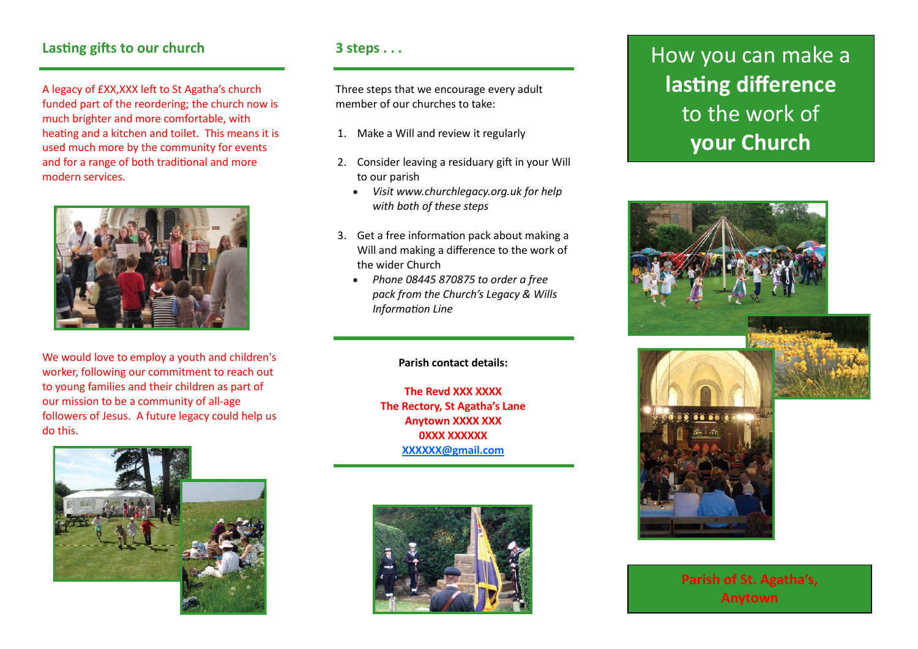## Lasting gifts to our church

A legacy of £XX,XXX left to St Agatha's church funded part of the reordering; the church now is much brighter and more comfortable, with heating and a kitchen and toilet. This means it is used much more by the community for events and for a range of both traditional and more modern services.

We would love to employ a youth and children's worker, following our commitment to reach out to young families and their children as part of our mission to be a community of all-age followers of Jesus. A future legacy could help us do this.

## 3 steps . . .

Three steps that we encourage every adult member of our churches to take:

1. Make a Will and review it regularly
2. Consider leaving a residuary gift in your Will to our parish
   - *Visit www.churchlegacy.org.uk for help with both of these steps*
3. Get a free information pack about making a Will and making a difference to the work of the wider Church
   - *Phone 08445 870875 to order a free pack from the Church's Legacy & Wills Information Line*

**Parish contact details:**

**The Revd XXX XXXX**
**The Rectory, St Agatha's Lane**
**Anytown XXXX XXX**
**0XXX XXXXXX**
**XXXXXX@gmail.com**

# How you can make a **lasting difference** to the work of **your Church**

**Parish of St. Agatha's, Anytown**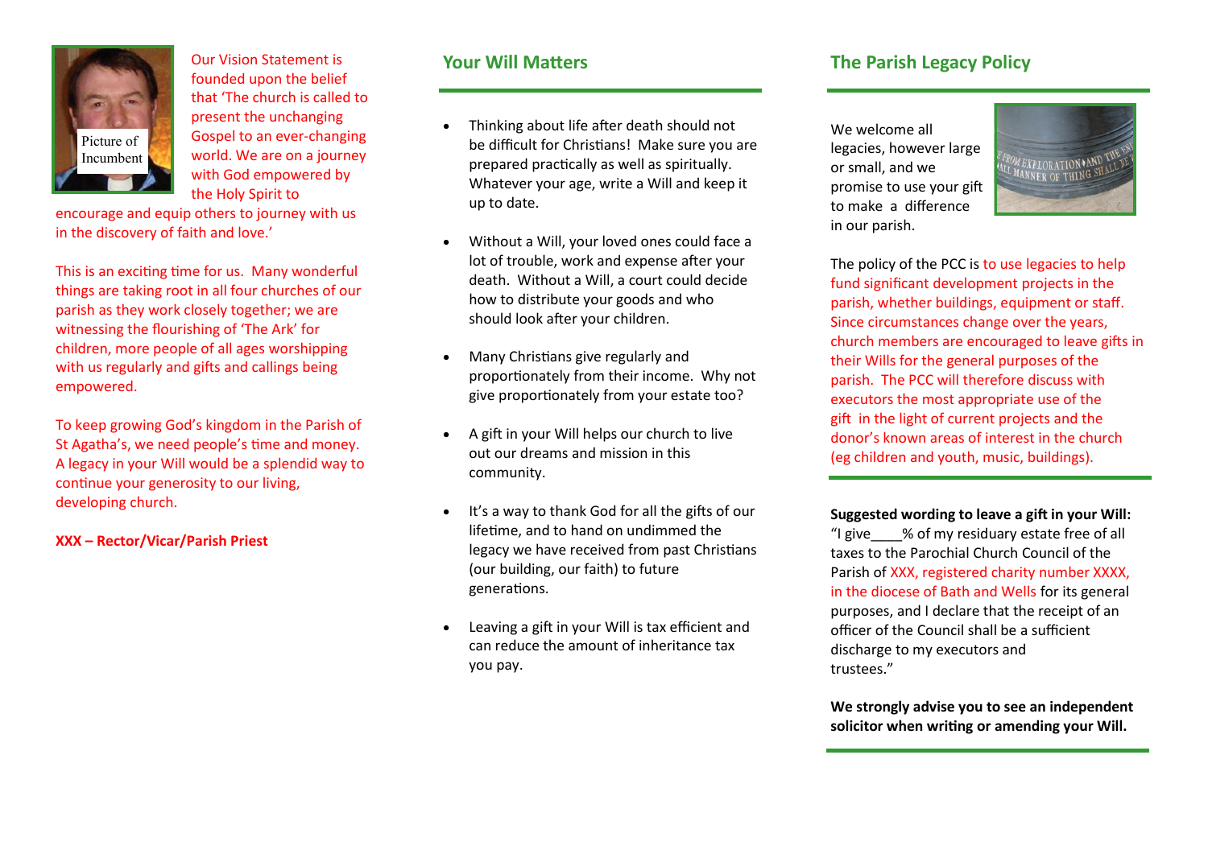Picture of Incumbent

Our Vision Statement is founded upon the belief that 'The church is called to present the unchanging Gospel to an ever-changing world. We are on a journey with God empowered by the Holy Spirit to encourage and equip others to journey with us in the discovery of faith and love.'

This is an exciting time for us. Many wonderful things are taking root in all four churches of our parish as they work closely together; we are witnessing the flourishing of 'The Ark' for children, more people of all ages worshipping with us regularly and gifts and callings being empowered.

To keep growing God's kingdom in the Parish of St Agatha's, we need people's time and money. A legacy in your Will would be a splendid way to continue your generosity to our living, developing church.

**XXX – Rector/Vicar/Parish Priest**

## Your Will Matters

- Thinking about life after death should not be difficult for Christians! Make sure you are prepared practically as well as spiritually. Whatever your age, write a Will and keep it up to date.
- Without a Will, your loved ones could face a lot of trouble, work and expense after your death. Without a Will, a court could decide how to distribute your goods and who should look after your children.
- Many Christians give regularly and proportionately from their income. Why not give proportionately from your estate too?
- A gift in your Will helps our church to live out our dreams and mission in this community.
- It's a way to thank God for all the gifts of our lifetime, and to hand on undimmed the legacy we have received from past Christians (our building, our faith) to future generations.
- Leaving a gift in your Will is tax efficient and can reduce the amount of inheritance tax you pay.

## The Parish Legacy Policy

We welcome all legacies, however large or small, and we promise to use your gift to make a difference in our parish.

The policy of the PCC is to use legacies to help fund significant development projects in the parish, whether buildings, equipment or staff. Since circumstances change over the years, church members are encouraged to leave gifts in their Wills for the general purposes of the parish. The PCC will therefore discuss with executors the most appropriate use of the gift in the light of current projects and the donor's known areas of interest in the church (eg children and youth, music, buildings).

**Suggested wording to leave a gift in your Will:**
"I give____% of my residuary estate free of all taxes to the Parochial Church Council of the Parish of XXX, registered charity number XXXX, in the diocese of Bath and Wells for its general purposes, and I declare that the receipt of an officer of the Council shall be a sufficient discharge to my executors and trustees."

**We strongly advise you to see an independent solicitor when writing or amending your Will.**